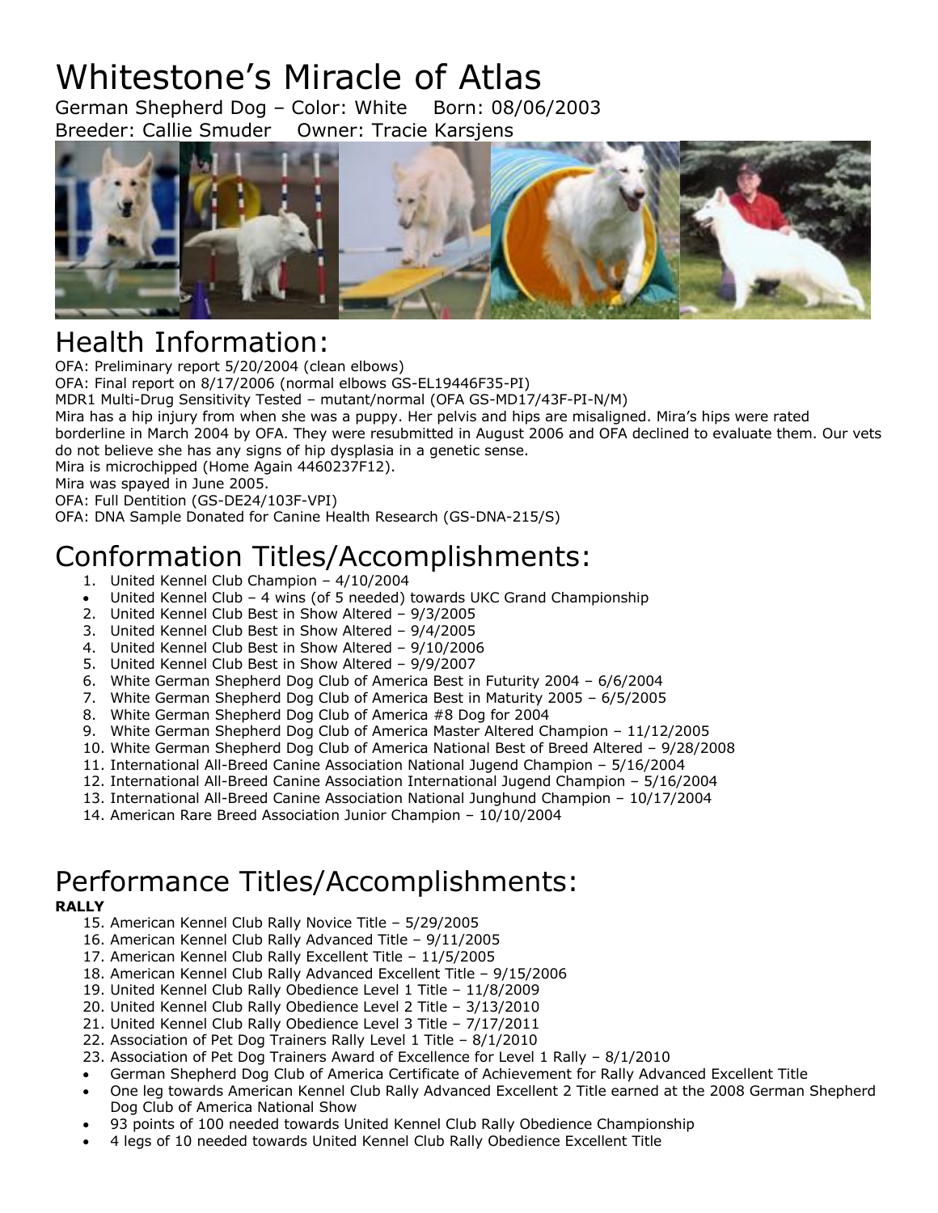# Whitestone's Miracle of Atlas

German Shepherd Dog – Color: White  Born: 08/06/2003
Breeder: Callie Smuder  Owner: Tracie Karsjens

## Health Information:

OFA: Preliminary report 5/20/2004 (clean elbows)
OFA: Final report on 8/17/2006 (normal elbows GS-EL19446F35-PI)
MDR1 Multi-Drug Sensitivity Tested – mutant/normal (OFA GS-MD17/43F-PI-N/M)
Mira has a hip injury from when she was a puppy. Her pelvis and hips are misaligned. Mira's hips were rated borderline in March 2004 by OFA. They were resubmitted in August 2006 and OFA declined to evaluate them. Our vets do not believe she has any signs of hip dysplasia in a genetic sense.
Mira is microchipped (Home Again 4460237F12).
Mira was spayed in June 2005.
OFA: Full Dentition (GS-DE24/103F-VPI)
OFA: DNA Sample Donated for Canine Health Research (GS-DNA-215/S)

## Conformation Titles/Accomplishments:

1. United Kennel Club Champion – 4/10/2004
- United Kennel Club – 4 wins (of 5 needed) towards UKC Grand Championship
2. United Kennel Club Best in Show Altered – 9/3/2005
3. United Kennel Club Best in Show Altered – 9/4/2005
4. United Kennel Club Best in Show Altered – 9/10/2006
5. United Kennel Club Best in Show Altered – 9/9/2007
6. White German Shepherd Dog Club of America Best in Futurity 2004 – 6/6/2004
7. White German Shepherd Dog Club of America Best in Maturity 2005 – 6/5/2005
8. White German Shepherd Dog Club of America #8 Dog for 2004
9. White German Shepherd Dog Club of America Master Altered Champion – 11/12/2005
10. White German Shepherd Dog Club of America National Best of Breed Altered – 9/28/2008
11. International All-Breed Canine Association National Jugend Champion – 5/16/2004
12. International All-Breed Canine Association International Jugend Champion – 5/16/2004
13. International All-Breed Canine Association National Junghund Champion – 10/17/2004
14. American Rare Breed Association Junior Champion – 10/10/2004

## Performance Titles/Accomplishments:

**RALLY**

15. American Kennel Club Rally Novice Title – 5/29/2005
16. American Kennel Club Rally Advanced Title – 9/11/2005
17. American Kennel Club Rally Excellent Title – 11/5/2005
18. American Kennel Club Rally Advanced Excellent Title – 9/15/2006
19. United Kennel Club Rally Obedience Level 1 Title – 11/8/2009
20. United Kennel Club Rally Obedience Level 2 Title – 3/13/2010
21. United Kennel Club Rally Obedience Level 3 Title – 7/17/2011
22. Association of Pet Dog Trainers Rally Level 1 Title – 8/1/2010
23. Association of Pet Dog Trainers Award of Excellence for Level 1 Rally – 8/1/2010
- German Shepherd Dog Club of America Certificate of Achievement for Rally Advanced Excellent Title
- One leg towards American Kennel Club Rally Advanced Excellent 2 Title earned at the 2008 German Shepherd Dog Club of America National Show
- 93 points of 100 needed towards United Kennel Club Rally Obedience Championship
- 4 legs of 10 needed towards United Kennel Club Rally Obedience Excellent Title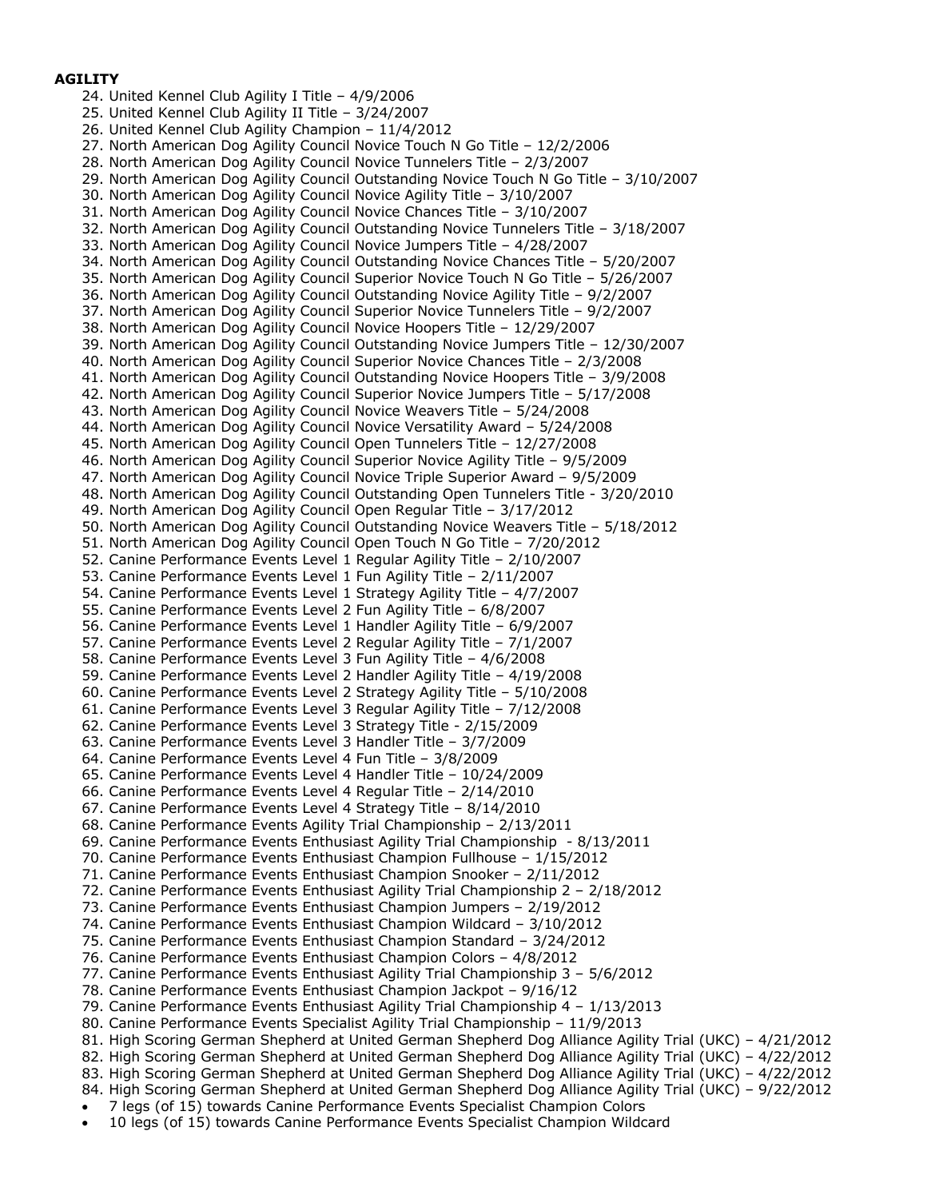**AGILITY**

24. United Kennel Club Agility I Title – 4/9/2006
25. United Kennel Club Agility II Title – 3/24/2007
26. United Kennel Club Agility Champion – 11/4/2012
27. North American Dog Agility Council Novice Touch N Go Title – 12/2/2006
28. North American Dog Agility Council Novice Tunnelers Title – 2/3/2007
29. North American Dog Agility Council Outstanding Novice Touch N Go Title – 3/10/2007
30. North American Dog Agility Council Novice Agility Title – 3/10/2007
31. North American Dog Agility Council Novice Chances Title – 3/10/2007
32. North American Dog Agility Council Outstanding Novice Tunnelers Title – 3/18/2007
33. North American Dog Agility Council Novice Jumpers Title – 4/28/2007
34. North American Dog Agility Council Outstanding Novice Chances Title – 5/20/2007
35. North American Dog Agility Council Superior Novice Touch N Go Title – 5/26/2007
36. North American Dog Agility Council Outstanding Novice Agility Title – 9/2/2007
37. North American Dog Agility Council Superior Novice Tunnelers Title – 9/2/2007
38. North American Dog Agility Council Novice Hoopers Title – 12/29/2007
39. North American Dog Agility Council Outstanding Novice Jumpers Title – 12/30/2007
40. North American Dog Agility Council Superior Novice Chances Title – 2/3/2008
41. North American Dog Agility Council Outstanding Novice Hoopers Title – 3/9/2008
42. North American Dog Agility Council Superior Novice Jumpers Title – 5/17/2008
43. North American Dog Agility Council Novice Weavers Title – 5/24/2008
44. North American Dog Agility Council Novice Versatility Award – 5/24/2008
45. North American Dog Agility Council Open Tunnelers Title – 12/27/2008
46. North American Dog Agility Council Superior Novice Agility Title – 9/5/2009
47. North American Dog Agility Council Novice Triple Superior Award – 9/5/2009
48. North American Dog Agility Council Outstanding Open Tunnelers Title - 3/20/2010
49. North American Dog Agility Council Open Regular Title – 3/17/2012
50. North American Dog Agility Council Outstanding Novice Weavers Title – 5/18/2012
51. North American Dog Agility Council Open Touch N Go Title – 7/20/2012
52. Canine Performance Events Level 1 Regular Agility Title – 2/10/2007
53. Canine Performance Events Level 1 Fun Agility Title – 2/11/2007
54. Canine Performance Events Level 1 Strategy Agility Title – 4/7/2007
55. Canine Performance Events Level 2 Fun Agility Title – 6/8/2007
56. Canine Performance Events Level 1 Handler Agility Title – 6/9/2007
57. Canine Performance Events Level 2 Regular Agility Title – 7/1/2007
58. Canine Performance Events Level 3 Fun Agility Title – 4/6/2008
59. Canine Performance Events Level 2 Handler Agility Title – 4/19/2008
60. Canine Performance Events Level 2 Strategy Agility Title – 5/10/2008
61. Canine Performance Events Level 3 Regular Agility Title – 7/12/2008
62. Canine Performance Events Level 3 Strategy Title - 2/15/2009
63. Canine Performance Events Level 3 Handler Title – 3/7/2009
64. Canine Performance Events Level 4 Fun Title – 3/8/2009
65. Canine Performance Events Level 4 Handler Title – 10/24/2009
66. Canine Performance Events Level 4 Regular Title – 2/14/2010
67. Canine Performance Events Level 4 Strategy Title – 8/14/2010
68. Canine Performance Events Agility Trial Championship – 2/13/2011
69. Canine Performance Events Enthusiast Agility Trial Championship - 8/13/2011
70. Canine Performance Events Enthusiast Champion Fullhouse – 1/15/2012
71. Canine Performance Events Enthusiast Champion Snooker – 2/11/2012
72. Canine Performance Events Enthusiast Agility Trial Championship 2 – 2/18/2012
73. Canine Performance Events Enthusiast Champion Jumpers – 2/19/2012
74. Canine Performance Events Enthusiast Champion Wildcard – 3/10/2012
75. Canine Performance Events Enthusiast Champion Standard – 3/24/2012
76. Canine Performance Events Enthusiast Champion Colors – 4/8/2012
77. Canine Performance Events Enthusiast Agility Trial Championship 3 – 5/6/2012
78. Canine Performance Events Enthusiast Champion Jackpot – 9/16/12
79. Canine Performance Events Enthusiast Agility Trial Championship 4 – 1/13/2013
80. Canine Performance Events Specialist Agility Trial Championship – 11/9/2013
81. High Scoring German Shepherd at United German Shepherd Dog Alliance Agility Trial (UKC) – 4/21/2012
82. High Scoring German Shepherd at United German Shepherd Dog Alliance Agility Trial (UKC) – 4/22/2012
83. High Scoring German Shepherd at United German Shepherd Dog Alliance Agility Trial (UKC) – 4/22/2012
84. High Scoring German Shepherd at United German Shepherd Dog Alliance Agility Trial (UKC) – 9/22/2012

- 7 legs (of 15) towards Canine Performance Events Specialist Champion Colors
- 10 legs (of 15) towards Canine Performance Events Specialist Champion Wildcard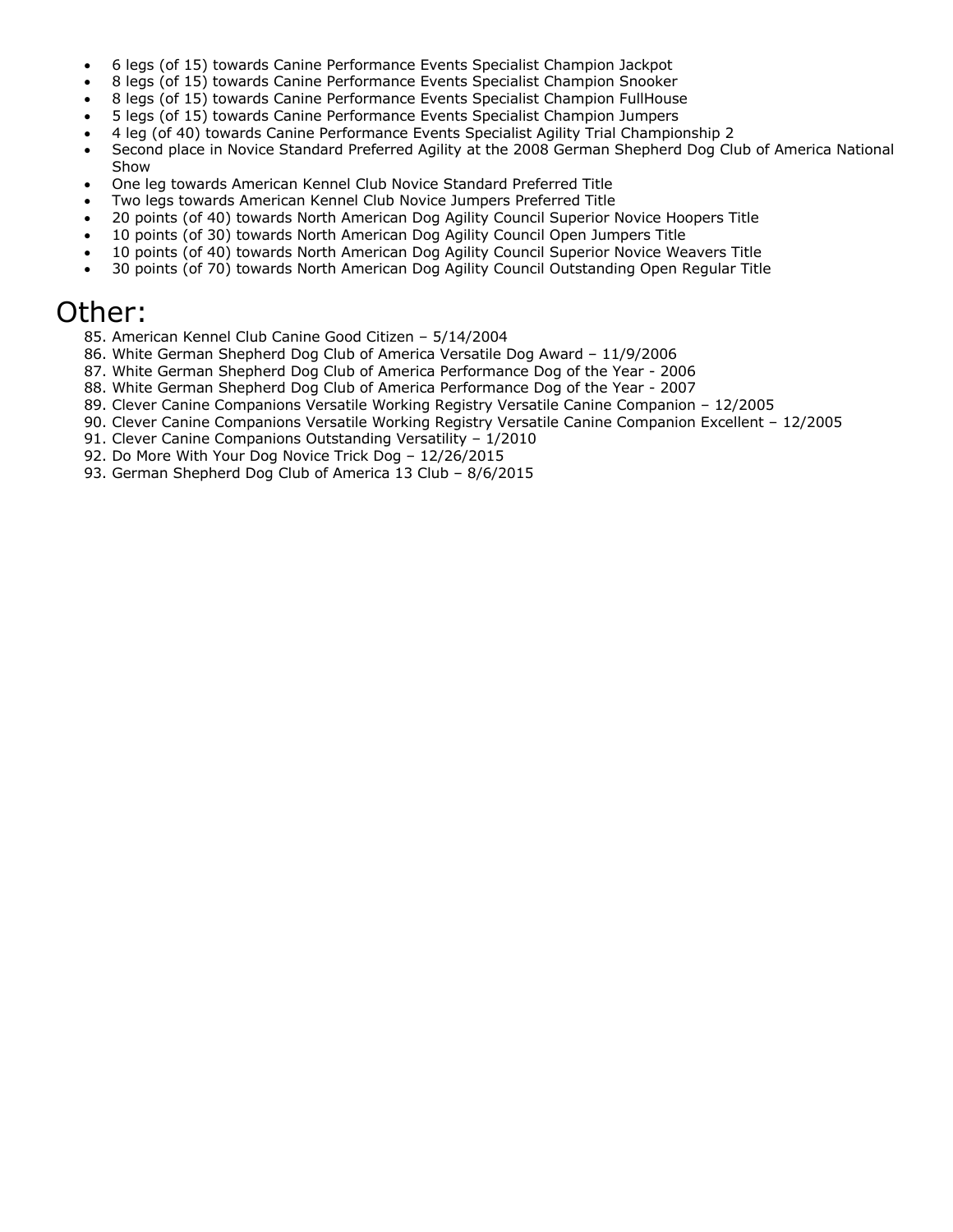- 6 legs (of 15) towards Canine Performance Events Specialist Champion Jackpot
- 8 legs (of 15) towards Canine Performance Events Specialist Champion Snooker
- 8 legs (of 15) towards Canine Performance Events Specialist Champion FullHouse
- 5 legs (of 15) towards Canine Performance Events Specialist Champion Jumpers
- 4 leg (of 40) towards Canine Performance Events Specialist Agility Trial Championship 2
- Second place in Novice Standard Preferred Agility at the 2008 German Shepherd Dog Club of America National Show
- One leg towards American Kennel Club Novice Standard Preferred Title
- Two legs towards American Kennel Club Novice Jumpers Preferred Title
- 20 points (of 40) towards North American Dog Agility Council Superior Novice Hoopers Title
- 10 points (of 30) towards North American Dog Agility Council Open Jumpers Title
- 10 points (of 40) towards North American Dog Agility Council Superior Novice Weavers Title
- 30 points (of 70) towards North American Dog Agility Council Outstanding Open Regular Title

# Other:

85. American Kennel Club Canine Good Citizen – 5/14/2004
86. White German Shepherd Dog Club of America Versatile Dog Award – 11/9/2006
87. White German Shepherd Dog Club of America Performance Dog of the Year - 2006
88. White German Shepherd Dog Club of America Performance Dog of the Year - 2007
89. Clever Canine Companions Versatile Working Registry Versatile Canine Companion – 12/2005
90. Clever Canine Companions Versatile Working Registry Versatile Canine Companion Excellent – 12/2005
91. Clever Canine Companions Outstanding Versatility – 1/2010
92. Do More With Your Dog Novice Trick Dog – 12/26/2015
93. German Shepherd Dog Club of America 13 Club – 8/6/2015